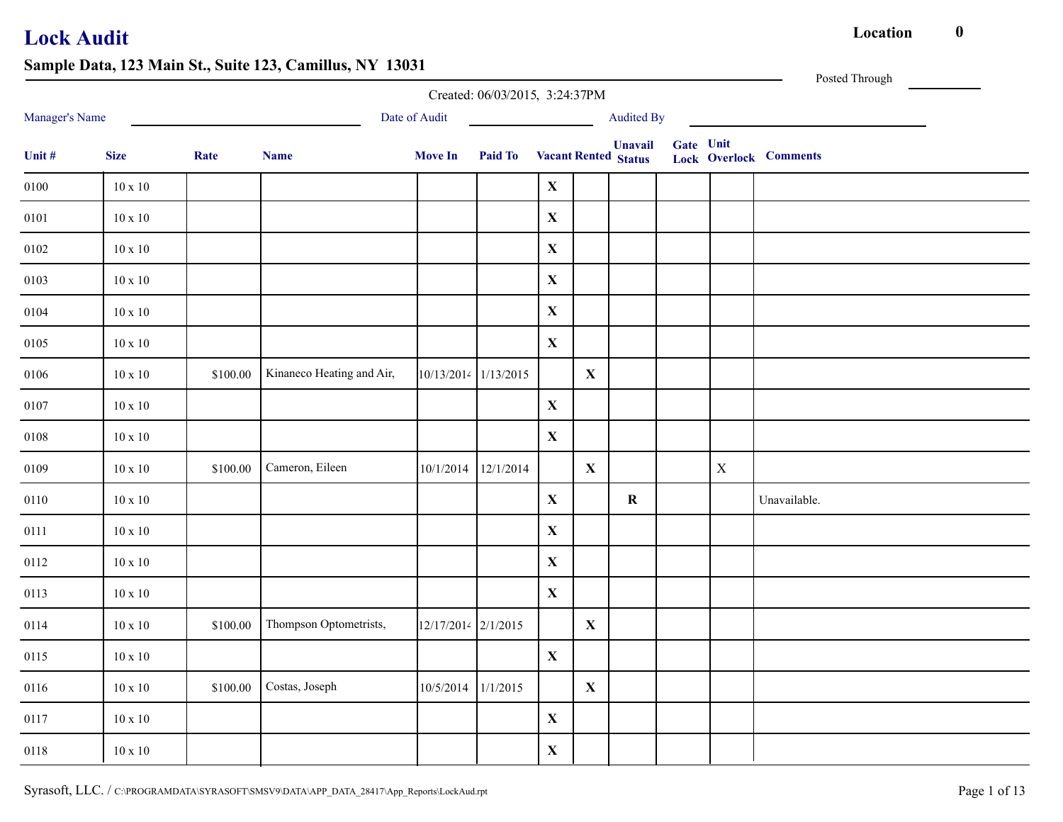# Lock Audit

**Location** **0**

## Sample Data, 123 Main St., Suite 123, Camillus, NY 13031

Posted Through ______

Created: 06/03/2015, 3:24:37PM

Manager's Name ______ Date of Audit ______ Audited By ______

| Unit # | Size | Rate | Name | Move In | Paid To | Vacant | Rented | Unavail Status | Gate Lock | Unit Overlock | Comments |
|---|---|---|---|---|---|---|---|---|---|---|---|
| 0100 | 10 x 10 | | | | | **X** | | | | | |
| 0101 | 10 x 10 | | | | | **X** | | | | | |
| 0102 | 10 x 10 | | | | | **X** | | | | | |
| 0103 | 10 x 10 | | | | | **X** | | | | | |
| 0104 | 10 x 10 | | | | | **X** | | | | | |
| 0105 | 10 x 10 | | | | | **X** | | | | | |
| 0106 | 10 x 10 | $100.00 | Kinaneco Heating and Air, | 10/13/2014 | 1/13/2015 | | **X** | | | | |
| 0107 | 10 x 10 | | | | | **X** | | | | | |
| 0108 | 10 x 10 | | | | | **X** | | | | | |
| 0109 | 10 x 10 | $100.00 | Cameron, Eileen | 10/1/2014 | 12/1/2014 | | **X** | | | X | |
| 0110 | 10 x 10 | | | | | **X** | | **R** | | | Unavailable. |
| 0111 | 10 x 10 | | | | | **X** | | | | | |
| 0112 | 10 x 10 | | | | | **X** | | | | | |
| 0113 | 10 x 10 | | | | | **X** | | | | | |
| 0114 | 10 x 10 | $100.00 | Thompson Optometrists, | 12/17/2014 | 2/1/2015 | | **X** | | | | |
| 0115 | 10 x 10 | | | | | **X** | | | | | |
| 0116 | 10 x 10 | $100.00 | Costas, Joseph | 10/5/2014 | 1/1/2015 | | **X** | | | | |
| 0117 | 10 x 10 | | | | | **X** | | | | | |
| 0118 | 10 x 10 | | | | | **X** | | | | | |

Syrasoft, LLC. / C:\PROGRAMDATA\SYRASOFT\SMSV9\DATA\APP_DATA_28417\App_Reports\LockAud.rpt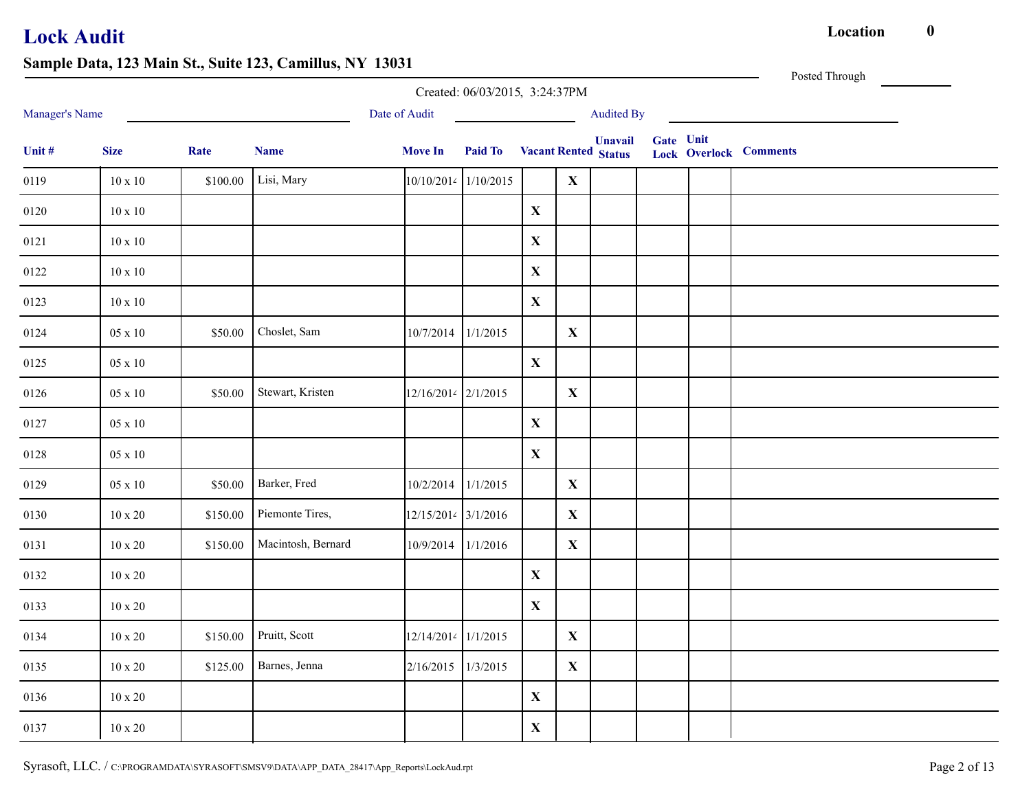# Lock Audit

**Location** 0

**Sample Data, 123 Main St., Suite 123, Camillus, NY 13031**

Posted Through \_\_\_\_\_\_\_\_\_\_

Created: 06/03/2015, 3:24:37PM

Manager's Name \_\_\_\_\_\_\_\_\_\_\_\_\_\_\_\_\_\_\_\_ Date of Audit \_\_\_\_\_\_\_\_\_\_\_\_ Audited By \_\_\_\_\_\_\_\_\_\_\_\_\_\_\_\_\_\_\_\_

| Unit # | Size | Rate | Name | Move In | Paid To | Vacant | Rented | Unavail Status | Gate Lock | Unit Overlock | Comments |
|---|---|---|---|---|---|---|---|---|---|---|---|
| 0119 | 10 x 10 | $100.00 | Lisi, Mary | 10/10/2014 | 1/10/2015 | | X | | | | |
| 0120 | 10 x 10 | | | | | X | | | | | |
| 0121 | 10 x 10 | | | | | X | | | | | |
| 0122 | 10 x 10 | | | | | X | | | | | |
| 0123 | 10 x 10 | | | | | X | | | | | |
| 0124 | 05 x 10 | $50.00 | Choslet, Sam | 10/7/2014 | 1/1/2015 | | X | | | | |
| 0125 | 05 x 10 | | | | | X | | | | | |
| 0126 | 05 x 10 | $50.00 | Stewart, Kristen | 12/16/2014 | 2/1/2015 | | X | | | | |
| 0127 | 05 x 10 | | | | | X | | | | | |
| 0128 | 05 x 10 | | | | | X | | | | | |
| 0129 | 05 x 10 | $50.00 | Barker, Fred | 10/2/2014 | 1/1/2015 | | X | | | | |
| 0130 | 10 x 20 | $150.00 | Piemonte Tires, | 12/15/2014 | 3/1/2016 | | X | | | | |
| 0131 | 10 x 20 | $150.00 | Macintosh, Bernard | 10/9/2014 | 1/1/2016 | | X | | | | |
| 0132 | 10 x 20 | | | | | X | | | | | |
| 0133 | 10 x 20 | | | | | X | | | | | |
| 0134 | 10 x 20 | $150.00 | Pruitt, Scott | 12/14/2014 | 1/1/2015 | | X | | | | |
| 0135 | 10 x 20 | $125.00 | Barnes, Jenna | 2/16/2015 | 1/3/2015 | | X | | | | |
| 0136 | 10 x 20 | | | | | X | | | | | |
| 0137 | 10 x 20 | | | | | X | | | | | |

Syrasoft, LLC. / C:\PROGRAMDATA\SYRASOFT\SMSV9\DATA\APP_DATA_28417\App_Reports\LockAud.rpt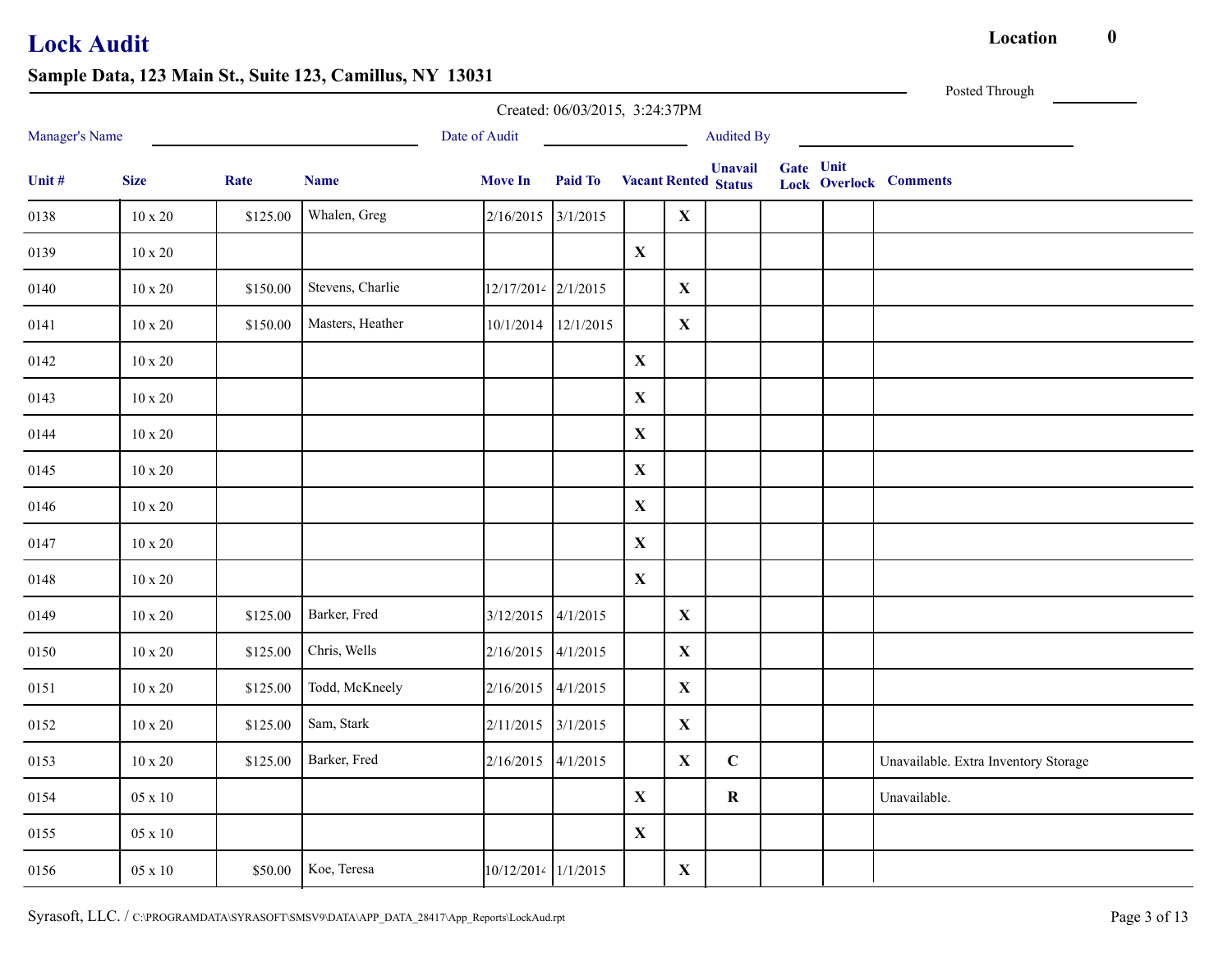# Lock Audit

**Location** 0

## Sample Data, 123 Main St., Suite 123, Camillus, NY 13031

Posted Through ________

Created: 06/03/2015, 3:24:37PM

Manager's Name ____________________ Date of Audit ____________ Audited By ____________________

| Unit # | Size | Rate | Name | Move In | Paid To | Vacant | Rented | Unavail Status | Gate Lock | Unit Overlock | Comments |
|---|---|---|---|---|---|---|---|---|---|---|---|
| 0138 | 10 x 20 | $125.00 | Whalen, Greg | 2/16/2015 | 3/1/2015 | | X | | | | |
| 0139 | 10 x 20 | | | | | X | | | | | |
| 0140 | 10 x 20 | $150.00 | Stevens, Charlie | 12/17/2014 | 2/1/2015 | | X | | | | |
| 0141 | 10 x 20 | $150.00 | Masters, Heather | 10/1/2014 | 12/1/2015 | | X | | | | |
| 0142 | 10 x 20 | | | | | X | | | | | |
| 0143 | 10 x 20 | | | | | X | | | | | |
| 0144 | 10 x 20 | | | | | X | | | | | |
| 0145 | 10 x 20 | | | | | X | | | | | |
| 0146 | 10 x 20 | | | | | X | | | | | |
| 0147 | 10 x 20 | | | | | X | | | | | |
| 0148 | 10 x 20 | | | | | X | | | | | |
| 0149 | 10 x 20 | $125.00 | Barker, Fred | 3/12/2015 | 4/1/2015 | | X | | | | |
| 0150 | 10 x 20 | $125.00 | Chris, Wells | 2/16/2015 | 4/1/2015 | | X | | | | |
| 0151 | 10 x 20 | $125.00 | Todd, McKneely | 2/16/2015 | 4/1/2015 | | X | | | | |
| 0152 | 10 x 20 | $125.00 | Sam, Stark | 2/11/2015 | 3/1/2015 | | X | | | | |
| 0153 | 10 x 20 | $125.00 | Barker, Fred | 2/16/2015 | 4/1/2015 | | X | C | | | Unavailable. Extra Inventory Storage |
| 0154 | 05 x 10 | | | | | X | | R | | | Unavailable. |
| 0155 | 05 x 10 | | | | | X | | | | | |
| 0156 | 05 x 10 | $50.00 | Koe, Teresa | 10/12/2014 | 1/1/2015 | | X | | | | |

Syrasoft, LLC. / C:\PROGRAMDATA\SYRASOFT\SMSV9\DATA\APP_DATA_28417\App_Reports\LockAud.rpt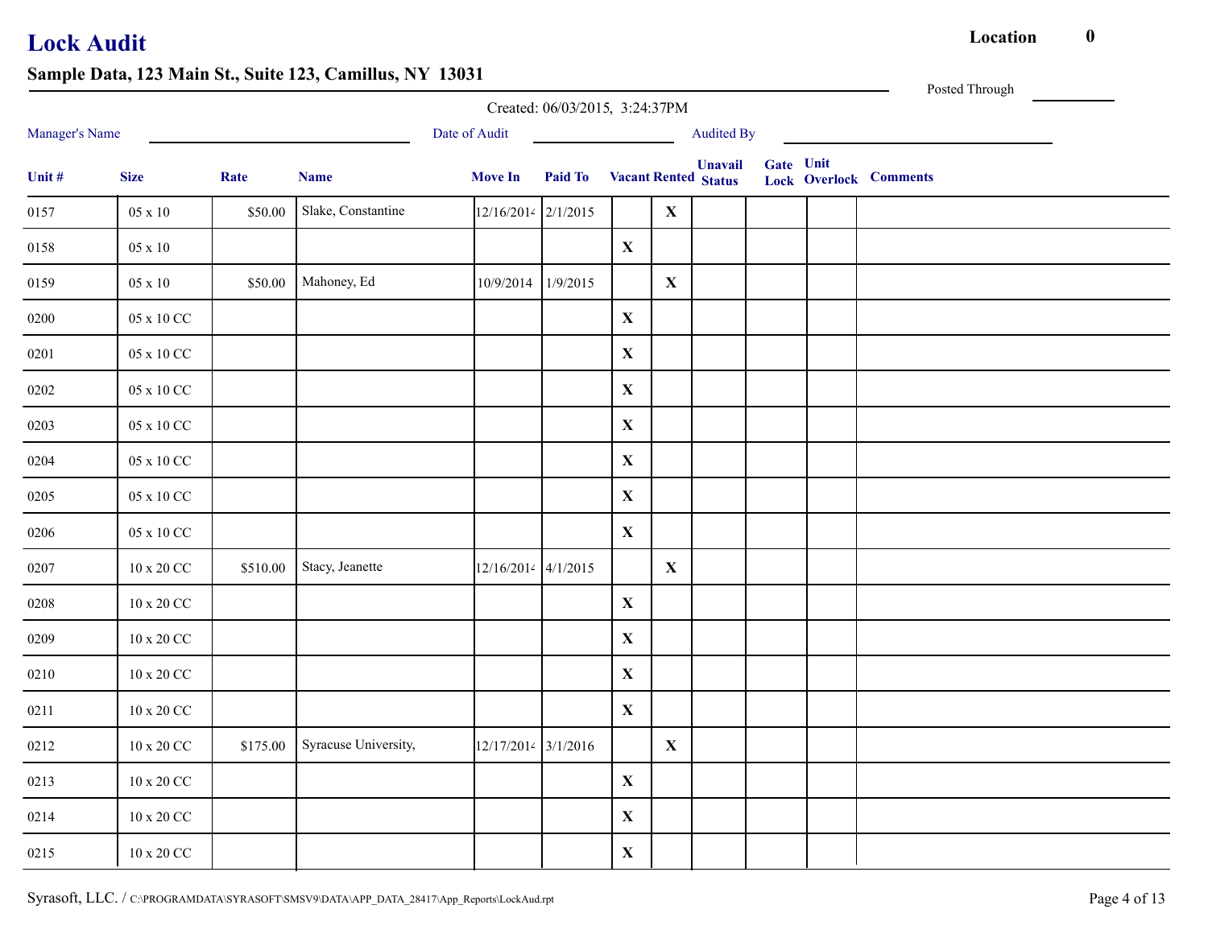# Lock Audit

**Location** **0**

## Sample Data, 123 Main St., Suite 123, Camillus, NY 13031

Posted Through ________

Created: 06/03/2015, 3:24:37PM

Manager's Name ____________________ Date of Audit ____________ Audited By ____________________

| Unit # | Size | Rate | Name | Move In | Paid To | Vacant | Rented | Unavail Status | Gate Lock | Unit Overlock | Comments |
|---|---|---|---|---|---|---|---|---|---|---|---|
| 0157 | 05 x 10 | $50.00 | Slake, Constantine | 12/16/2014 | 2/1/2015 | | X | | | | |
| 0158 | 05 x 10 | | | | | X | | | | | |
| 0159 | 05 x 10 | $50.00 | Mahoney, Ed | 10/9/2014 | 1/9/2015 | | X | | | | |
| 0200 | 05 x 10 CC | | | | | X | | | | | |
| 0201 | 05 x 10 CC | | | | | X | | | | | |
| 0202 | 05 x 10 CC | | | | | X | | | | | |
| 0203 | 05 x 10 CC | | | | | X | | | | | |
| 0204 | 05 x 10 CC | | | | | X | | | | | |
| 0205 | 05 x 10 CC | | | | | X | | | | | |
| 0206 | 05 x 10 CC | | | | | X | | | | | |
| 0207 | 10 x 20 CC | $510.00 | Stacy, Jeanette | 12/16/2014 | 4/1/2015 | | X | | | | |
| 0208 | 10 x 20 CC | | | | | X | | | | | |
| 0209 | 10 x 20 CC | | | | | X | | | | | |
| 0210 | 10 x 20 CC | | | | | X | | | | | |
| 0211 | 10 x 20 CC | | | | | X | | | | | |
| 0212 | 10 x 20 CC | $175.00 | Syracuse University, | 12/17/2014 | 3/1/2016 | | X | | | | |
| 0213 | 10 x 20 CC | | | | | X | | | | | |
| 0214 | 10 x 20 CC | | | | | X | | | | | |
| 0215 | 10 x 20 CC | | | | | X | | | | | |

Syrasoft, LLC. / C:\PROGRAMDATA\SYRASOFT\SMSV9\DATA\APP_DATA_28417\App_Reports\LockAud.rpt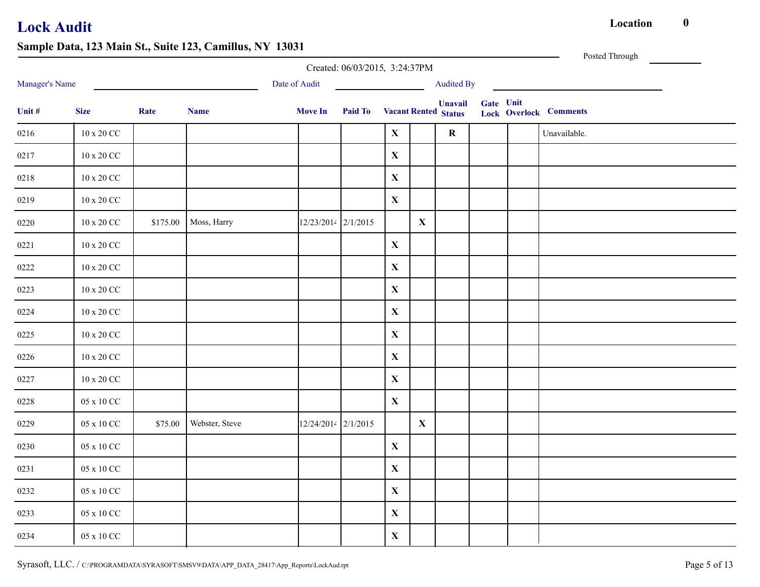# Lock Audit

**Location** **0**

## Sample Data, 123 Main St., Suite 123, Camillus, NY 13031

Posted Through ____________

Created: 06/03/2015, 3:24:37PM

Manager's Name ____________________ Date of Audit ____________ Audited By ____________________

| Unit # | Size | Rate | Name | Move In | Paid To | Vacant | Rented | Unavail Status | Gate Lock | Unit Overlock | Comments |
|---|---|---|---|---|---|---|---|---|---|---|---|
| 0216 | 10 x 20 CC | | | | | X | | R | | | Unavailable. |
| 0217 | 10 x 20 CC | | | | | X | | | | | |
| 0218 | 10 x 20 CC | | | | | X | | | | | |
| 0219 | 10 x 20 CC | | | | | X | | | | | |
| 0220 | 10 x 20 CC | $175.00 | Moss, Harry | 12/23/2014 | 2/1/2015 | | X | | | | |
| 0221 | 10 x 20 CC | | | | | X | | | | | |
| 0222 | 10 x 20 CC | | | | | X | | | | | |
| 0223 | 10 x 20 CC | | | | | X | | | | | |
| 0224 | 10 x 20 CC | | | | | X | | | | | |
| 0225 | 10 x 20 CC | | | | | X | | | | | |
| 0226 | 10 x 20 CC | | | | | X | | | | | |
| 0227 | 10 x 20 CC | | | | | X | | | | | |
| 0228 | 05 x 10 CC | | | | | X | | | | | |
| 0229 | 05 x 10 CC | $75.00 | Webster, Steve | 12/24/2014 | 2/1/2015 | | X | | | | |
| 0230 | 05 x 10 CC | | | | | X | | | | | |
| 0231 | 05 x 10 CC | | | | | X | | | | | |
| 0232 | 05 x 10 CC | | | | | X | | | | | |
| 0233 | 05 x 10 CC | | | | | X | | | | | |
| 0234 | 05 x 10 CC | | | | | X | | | | | |

Syrasoft, LLC. / C:\PROGRAMDATA\SYRASOFT\SMSV9\DATA\APP_DATA_28417\App_Reports\LockAud.rpt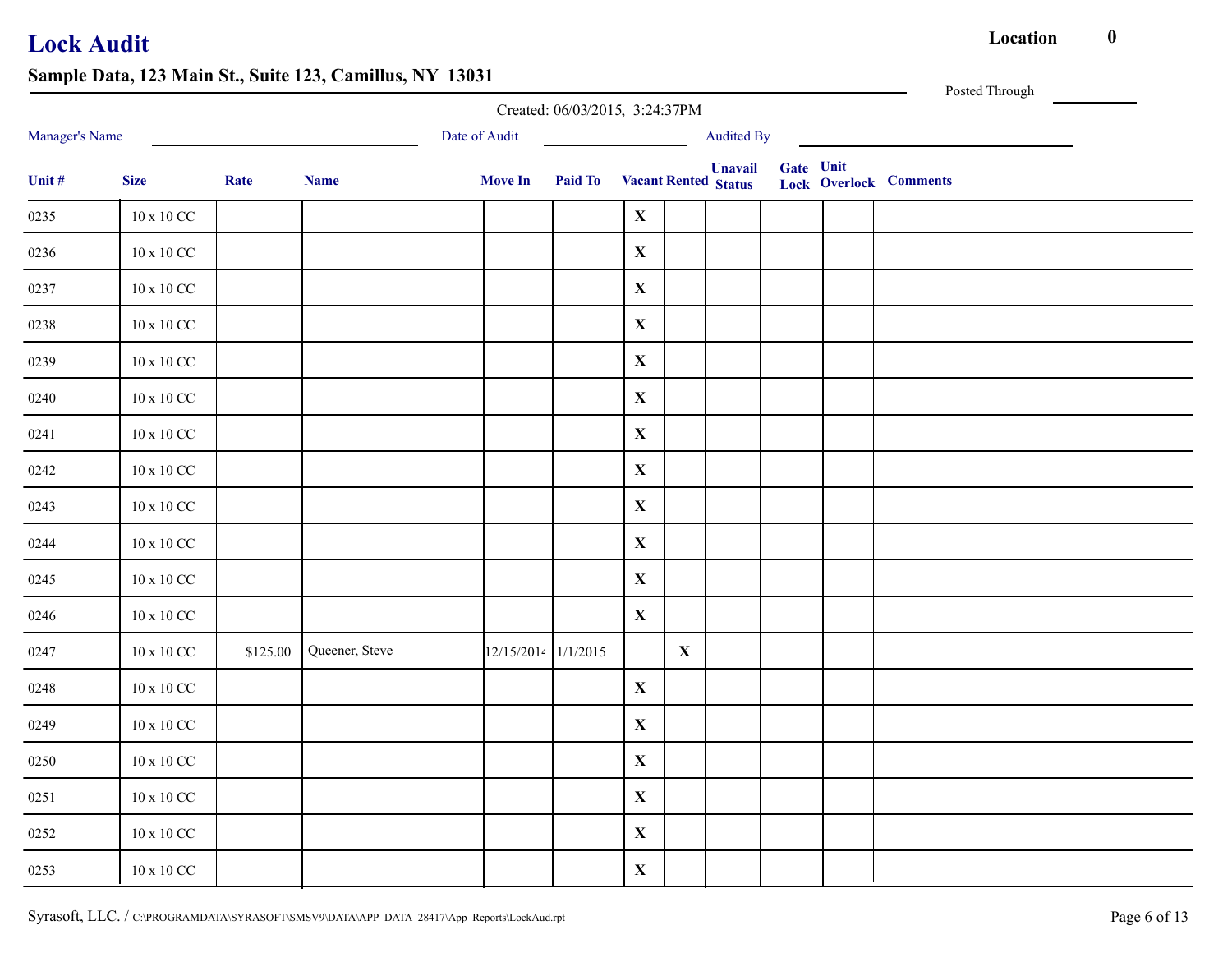# Lock Audit

**Location** **0**

**Sample Data, 123 Main St., Suite 123, Camillus, NY 13031**

Posted Through ____________

Created: 06/03/2015, 3:24:37PM

Manager's Name ____________________ Date of Audit ______________ Audited By ____________________

| Unit # | Size | Rate | Name | Move In | Paid To | Vacant | Rented | Unavail Status | Gate Lock | Unit Overlock | Comments |
|---|---|---|---|---|---|---|---|---|---|---|---|
| 0235 | 10 x 10 CC | | | | | X | | | | | |
| 0236 | 10 x 10 CC | | | | | X | | | | | |
| 0237 | 10 x 10 CC | | | | | X | | | | | |
| 0238 | 10 x 10 CC | | | | | X | | | | | |
| 0239 | 10 x 10 CC | | | | | X | | | | | |
| 0240 | 10 x 10 CC | | | | | X | | | | | |
| 0241 | 10 x 10 CC | | | | | X | | | | | |
| 0242 | 10 x 10 CC | | | | | X | | | | | |
| 0243 | 10 x 10 CC | | | | | X | | | | | |
| 0244 | 10 x 10 CC | | | | | X | | | | | |
| 0245 | 10 x 10 CC | | | | | X | | | | | |
| 0246 | 10 x 10 CC | | | | | X | | | | | |
| 0247 | 10 x 10 CC | $125.00 | Queener, Steve | 12/15/2014 | 1/1/2015 | | X | | | | |
| 0248 | 10 x 10 CC | | | | | X | | | | | |
| 0249 | 10 x 10 CC | | | | | X | | | | | |
| 0250 | 10 x 10 CC | | | | | X | | | | | |
| 0251 | 10 x 10 CC | | | | | X | | | | | |
| 0252 | 10 x 10 CC | | | | | X | | | | | |
| 0253 | 10 x 10 CC | | | | | X | | | | | |

Syrasoft, LLC. / C:\PROGRAMDATA\SYRASOFT\SMSV9\DATA\APP_DATA_28417\App_Reports\LockAud.rpt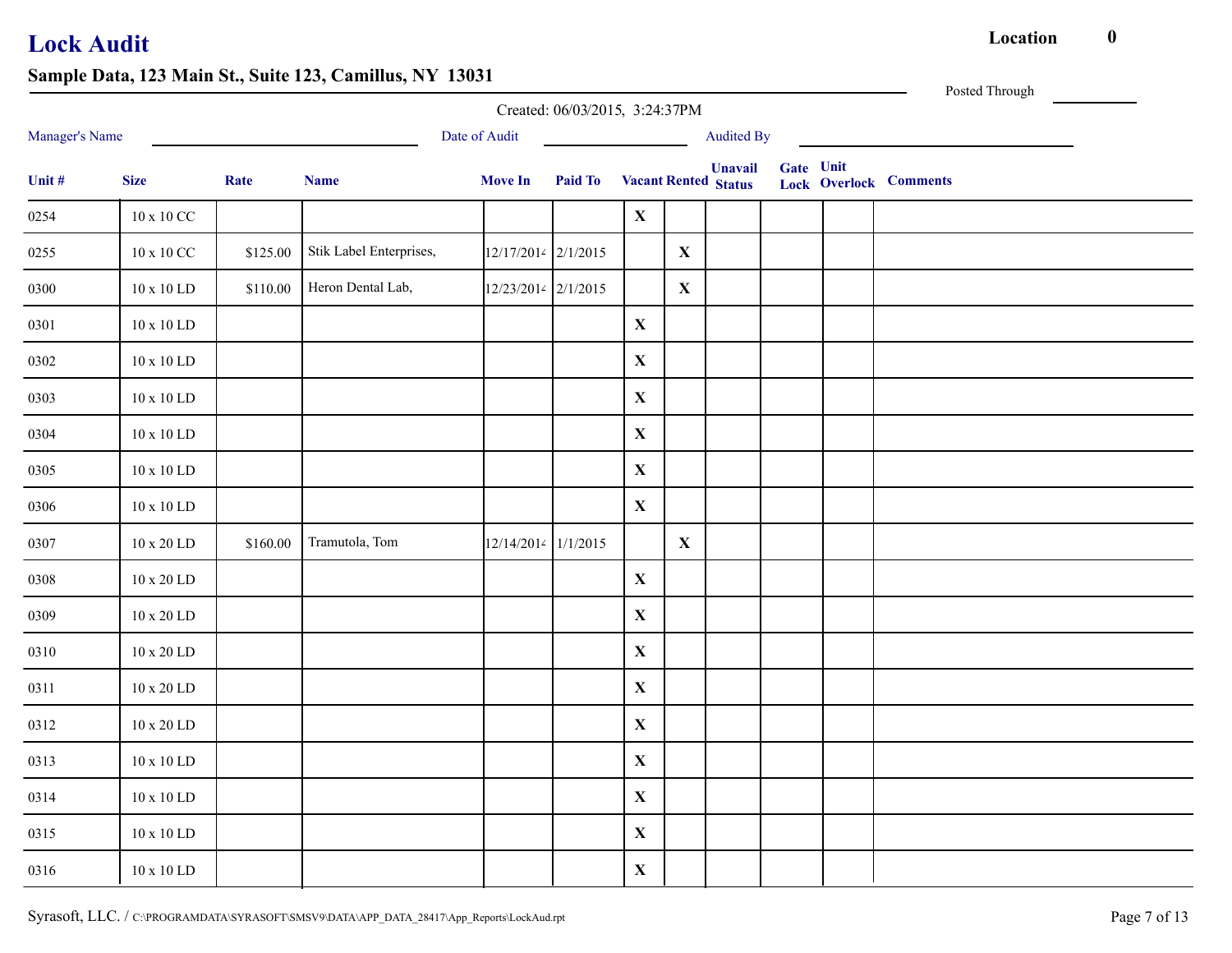# Lock Audit

**Location** **0**

## Sample Data, 123 Main St., Suite 123, Camillus, NY 13031

Posted Through ____________

Created: 06/03/2015, 3:24:37PM

Manager's Name ____________________ Date of Audit ______________ Audited By ____________________

| Unit # | Size | Rate | Name | Move In | Paid To | Vacant | Rented | Unavail Status | Gate Lock | Unit Overlock | Comments |
|---|---|---|---|---|---|---|---|---|---|---|---|
| 0254 | 10 x 10 CC | | | | | X | | | | | |
| 0255 | 10 x 10 CC | $125.00 | Stik Label Enterprises, | 12/17/2014 | 2/1/2015 | | X | | | | |
| 0300 | 10 x 10 LD | $110.00 | Heron Dental Lab, | 12/23/2014 | 2/1/2015 | | X | | | | |
| 0301 | 10 x 10 LD | | | | | X | | | | | |
| 0302 | 10 x 10 LD | | | | | X | | | | | |
| 0303 | 10 x 10 LD | | | | | X | | | | | |
| 0304 | 10 x 10 LD | | | | | X | | | | | |
| 0305 | 10 x 10 LD | | | | | X | | | | | |
| 0306 | 10 x 10 LD | | | | | X | | | | | |
| 0307 | 10 x 20 LD | $160.00 | Tramutola, Tom | 12/14/2014 | 1/1/2015 | | X | | | | |
| 0308 | 10 x 20 LD | | | | | X | | | | | |
| 0309 | 10 x 20 LD | | | | | X | | | | | |
| 0310 | 10 x 20 LD | | | | | X | | | | | |
| 0311 | 10 x 20 LD | | | | | X | | | | | |
| 0312 | 10 x 20 LD | | | | | X | | | | | |
| 0313 | 10 x 10 LD | | | | | X | | | | | |
| 0314 | 10 x 10 LD | | | | | X | | | | | |
| 0315 | 10 x 10 LD | | | | | X | | | | | |
| 0316 | 10 x 10 LD | | | | | X | | | | | |

Syrasoft, LLC. / C:\PROGRAMDATA\SYRASOFT\SMSV9\DATA\APP_DATA_28417\App_Reports\LockAud.rpt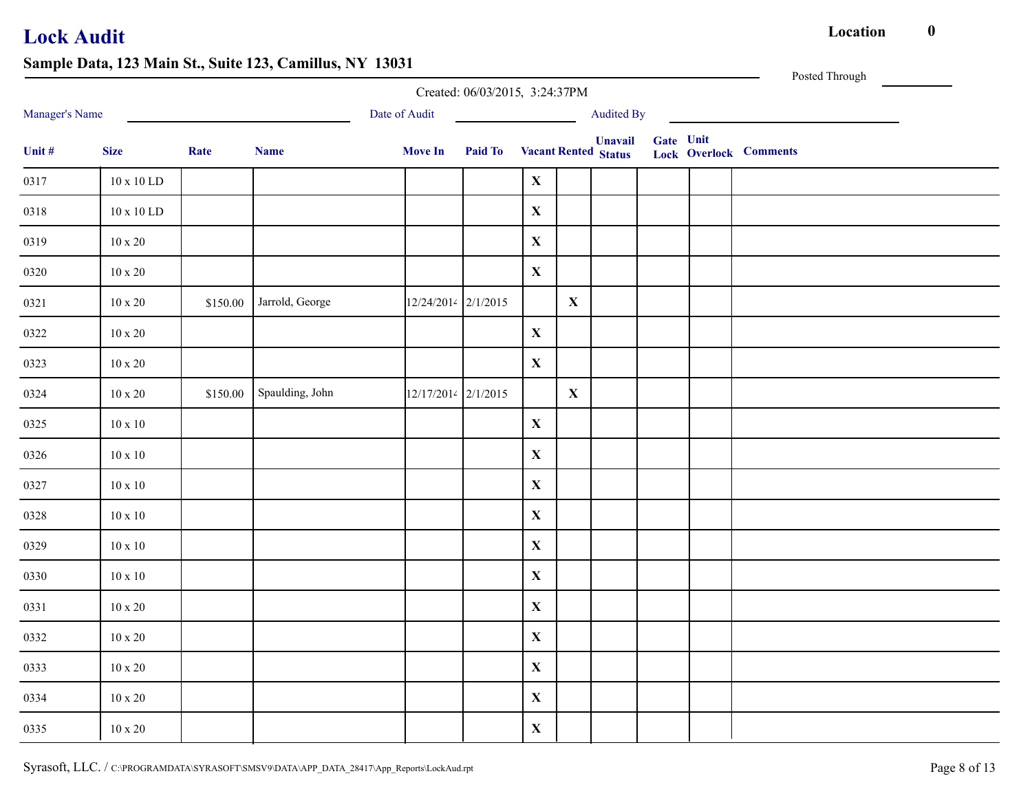# Lock Audit

**Location** **0**

## Sample Data, 123 Main St., Suite 123, Camillus, NY 13031

Posted Through ________

Created: 06/03/2015, 3:24:37PM

Manager's Name ____________________ Date of Audit ____________ Audited By ____________________

| Unit # | Size | Rate | Name | Move In | Paid To | Vacant | Rented | Unavail Status | Gate Lock | Unit Overlock | Comments |
|---|---|---|---|---|---|---|---|---|---|---|---|
| 0317 | 10 x 10 LD | | | | | X | | | | | |
| 0318 | 10 x 10 LD | | | | | X | | | | | |
| 0319 | 10 x 20 | | | | | X | | | | | |
| 0320 | 10 x 20 | | | | | X | | | | | |
| 0321 | 10 x 20 | $150.00 | Jarrold, George | 12/24/2014 | 2/1/2015 | | X | | | | |
| 0322 | 10 x 20 | | | | | X | | | | | |
| 0323 | 10 x 20 | | | | | X | | | | | |
| 0324 | 10 x 20 | $150.00 | Spaulding, John | 12/17/2014 | 2/1/2015 | | X | | | | |
| 0325 | 10 x 10 | | | | | X | | | | | |
| 0326 | 10 x 10 | | | | | X | | | | | |
| 0327 | 10 x 10 | | | | | X | | | | | |
| 0328 | 10 x 10 | | | | | X | | | | | |
| 0329 | 10 x 10 | | | | | X | | | | | |
| 0330 | 10 x 10 | | | | | X | | | | | |
| 0331 | 10 x 20 | | | | | X | | | | | |
| 0332 | 10 x 20 | | | | | X | | | | | |
| 0333 | 10 x 20 | | | | | X | | | | | |
| 0334 | 10 x 20 | | | | | X | | | | | |
| 0335 | 10 x 20 | | | | | X | | | | | |

Syrasoft, LLC. / C:\PROGRAMDATA\SYRASOFT\SMSV9\DATA\APP_DATA_28417\App_Reports\LockAud.rpt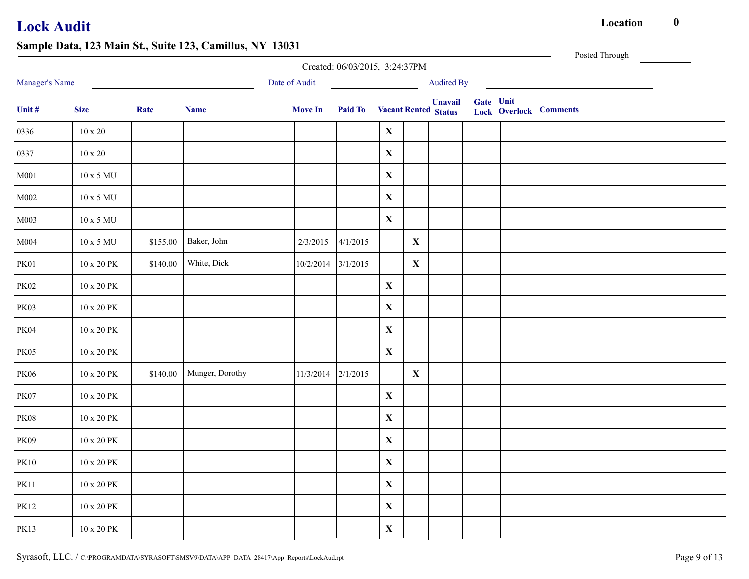# Lock Audit

**Location 0**

**Sample Data, 123 Main St., Suite 123, Camillus, NY 13031**

Posted Through \_\_\_\_\_\_\_\_

Created: 06/03/2015, 3:24:37PM

Manager's Name \_\_\_\_\_\_\_\_\_\_\_\_\_\_\_\_\_\_\_\_ Date of Audit \_\_\_\_\_\_\_\_\_\_\_\_ Audited By \_\_\_\_\_\_\_\_\_\_\_\_\_\_\_\_\_\_\_\_

| Unit # | Size | Rate | Name | Move In | Paid To | Vacant | Rented | Unavail Status | Gate Lock | Unit Overlock | Comments |
|---|---|---|---|---|---|---|---|---|---|---|---|
| 0336 | 10 x 20 | | | | | X | | | | | |
| 0337 | 10 x 20 | | | | | X | | | | | |
| M001 | 10 x 5 MU | | | | | X | | | | | |
| M002 | 10 x 5 MU | | | | | X | | | | | |
| M003 | 10 x 5 MU | | | | | X | | | | | |
| M004 | 10 x 5 MU | $155.00 | Baker, John | 2/3/2015 | 4/1/2015 | | X | | | | |
| PK01 | 10 x 20 PK | $140.00 | White, Dick | 10/2/2014 | 3/1/2015 | | X | | | | |
| PK02 | 10 x 20 PK | | | | | X | | | | | |
| PK03 | 10 x 20 PK | | | | | X | | | | | |
| PK04 | 10 x 20 PK | | | | | X | | | | | |
| PK05 | 10 x 20 PK | | | | | X | | | | | |
| PK06 | 10 x 20 PK | $140.00 | Munger, Dorothy | 11/3/2014 | 2/1/2015 | | X | | | | |
| PK07 | 10 x 20 PK | | | | | X | | | | | |
| PK08 | 10 x 20 PK | | | | | X | | | | | |
| PK09 | 10 x 20 PK | | | | | X | | | | | |
| PK10 | 10 x 20 PK | | | | | X | | | | | |
| PK11 | 10 x 20 PK | | | | | X | | | | | |
| PK12 | 10 x 20 PK | | | | | X | | | | | |
| PK13 | 10 x 20 PK | | | | | X | | | | | |

Syrasoft, LLC. / C:\PROGRAMDATA\SYRASOFT\SMSV9\DATA\APP_DATA_28417\App_Reports\LockAud.rpt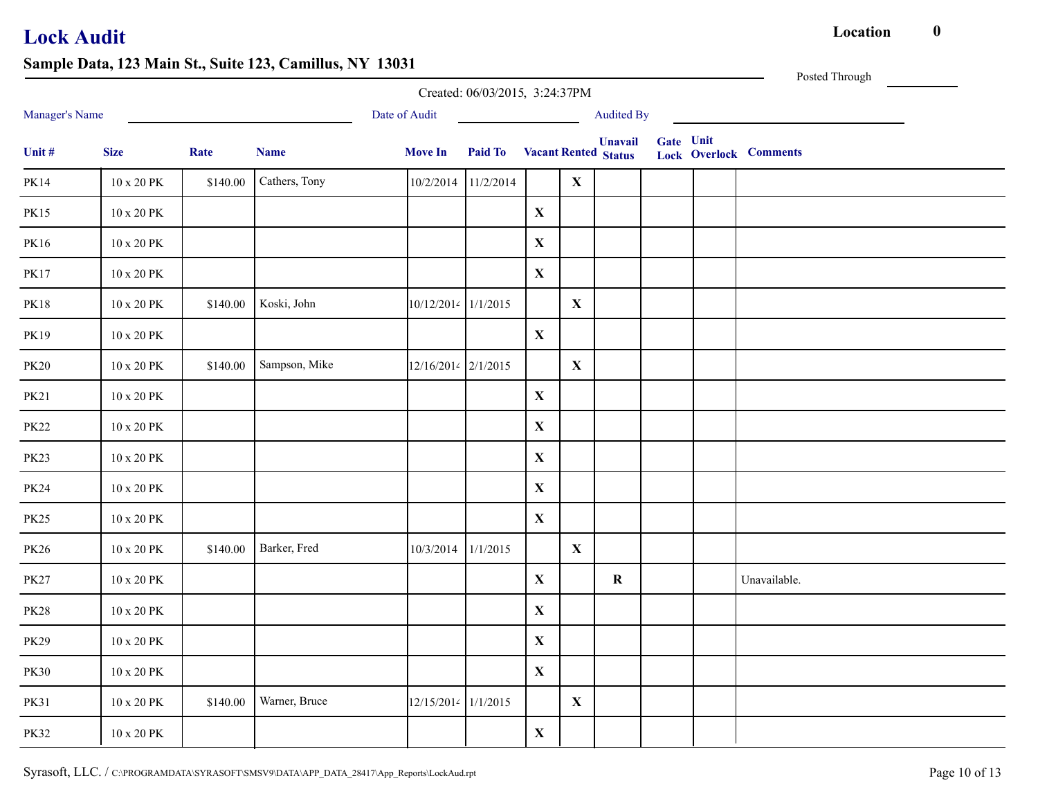# Lock Audit

**Location** **0**

## Sample Data, 123 Main St., Suite 123, Camillus, NY 13031

Posted Through ________

Created: 06/03/2015, 3:24:37PM

Manager's Name ____________________ Date of Audit ____________ Audited By ____________________

| Unit # | Size | Rate | Name | Move In | Paid To | Vacant | Rented | Unavail Status | Gate Lock | Unit Overlock | Comments |
|---|---|---|---|---|---|---|---|---|---|---|---|
| PK14 | 10 x 20 PK | $140.00 | Cathers, Tony | 10/2/2014 | 11/2/2014 | | X | | | | |
| PK15 | 10 x 20 PK | | | | | X | | | | | |
| PK16 | 10 x 20 PK | | | | | X | | | | | |
| PK17 | 10 x 20 PK | | | | | X | | | | | |
| PK18 | 10 x 20 PK | $140.00 | Koski, John | 10/12/2014 | 1/1/2015 | | X | | | | |
| PK19 | 10 x 20 PK | | | | | X | | | | | |
| PK20 | 10 x 20 PK | $140.00 | Sampson, Mike | 12/16/2014 | 2/1/2015 | | X | | | | |
| PK21 | 10 x 20 PK | | | | | X | | | | | |
| PK22 | 10 x 20 PK | | | | | X | | | | | |
| PK23 | 10 x 20 PK | | | | | X | | | | | |
| PK24 | 10 x 20 PK | | | | | X | | | | | |
| PK25 | 10 x 20 PK | | | | | X | | | | | |
| PK26 | 10 x 20 PK | $140.00 | Barker, Fred | 10/3/2014 | 1/1/2015 | | X | | | | |
| PK27 | 10 x 20 PK | | | | | X | | R | | | Unavailable. |
| PK28 | 10 x 20 PK | | | | | X | | | | | |
| PK29 | 10 x 20 PK | | | | | X | | | | | |
| PK30 | 10 x 20 PK | | | | | X | | | | | |
| PK31 | 10 x 20 PK | $140.00 | Warner, Bruce | 12/15/2014 | 1/1/2015 | | X | | | | |
| PK32 | 10 x 20 PK | | | | | X | | | | | |

Syrasoft, LLC. / C:\PROGRAMDATA\SYRASOFT\SMSV9\DATA\APP_DATA_28417\App_Reports\LockAud.rpt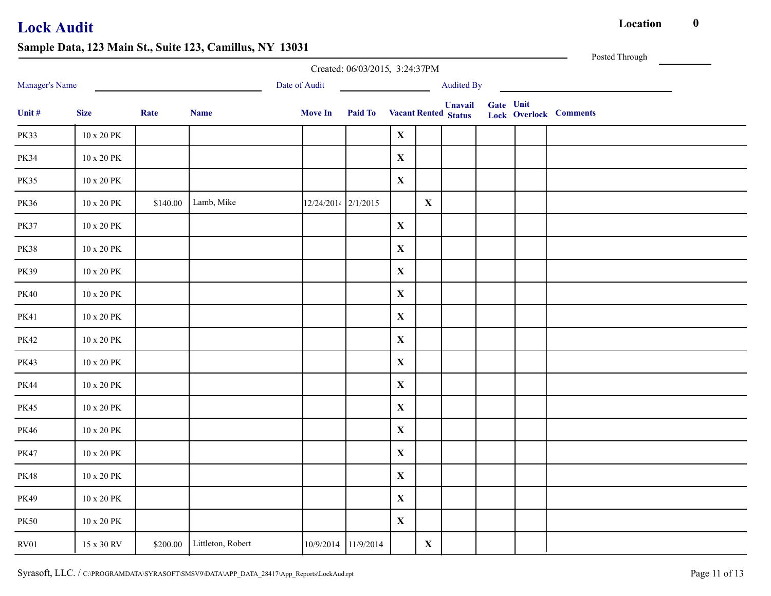# Lock Audit

**Location** **0**

## Sample Data, 123 Main St., Suite 123, Camillus, NY 13031

Posted Through ________

Created: 06/03/2015, 3:24:37PM

Manager's Name ____________________ Date of Audit ____________ Audited By ____________________

| Unit # | Size | Rate | Name | Move In | Paid To | Vacant | Rented | Unavail Status | Gate Lock | Unit Overlock | Comments |
|---|---|---|---|---|---|---|---|---|---|---|---|
| PK33 | 10 x 20 PK | | | | | X | | | | | |
| PK34 | 10 x 20 PK | | | | | X | | | | | |
| PK35 | 10 x 20 PK | | | | | X | | | | | |
| PK36 | 10 x 20 PK | $140.00 | Lamb, Mike | 12/24/2014 | 2/1/2015 | | X | | | | |
| PK37 | 10 x 20 PK | | | | | X | | | | | |
| PK38 | 10 x 20 PK | | | | | X | | | | | |
| PK39 | 10 x 20 PK | | | | | X | | | | | |
| PK40 | 10 x 20 PK | | | | | X | | | | | |
| PK41 | 10 x 20 PK | | | | | X | | | | | |
| PK42 | 10 x 20 PK | | | | | X | | | | | |
| PK43 | 10 x 20 PK | | | | | X | | | | | |
| PK44 | 10 x 20 PK | | | | | X | | | | | |
| PK45 | 10 x 20 PK | | | | | X | | | | | |
| PK46 | 10 x 20 PK | | | | | X | | | | | |
| PK47 | 10 x 20 PK | | | | | X | | | | | |
| PK48 | 10 x 20 PK | | | | | X | | | | | |
| PK49 | 10 x 20 PK | | | | | X | | | | | |
| PK50 | 10 x 20 PK | | | | | X | | | | | |
| RV01 | 15 x 30 RV | $200.00 | Littleton, Robert | 10/9/2014 | 11/9/2014 | | X | | | | |

Syrasoft, LLC. / C:\PROGRAMDATA\SYRASOFT\SMSV9\DATA\APP_DATA_28417\App_Reports\LockAud.rpt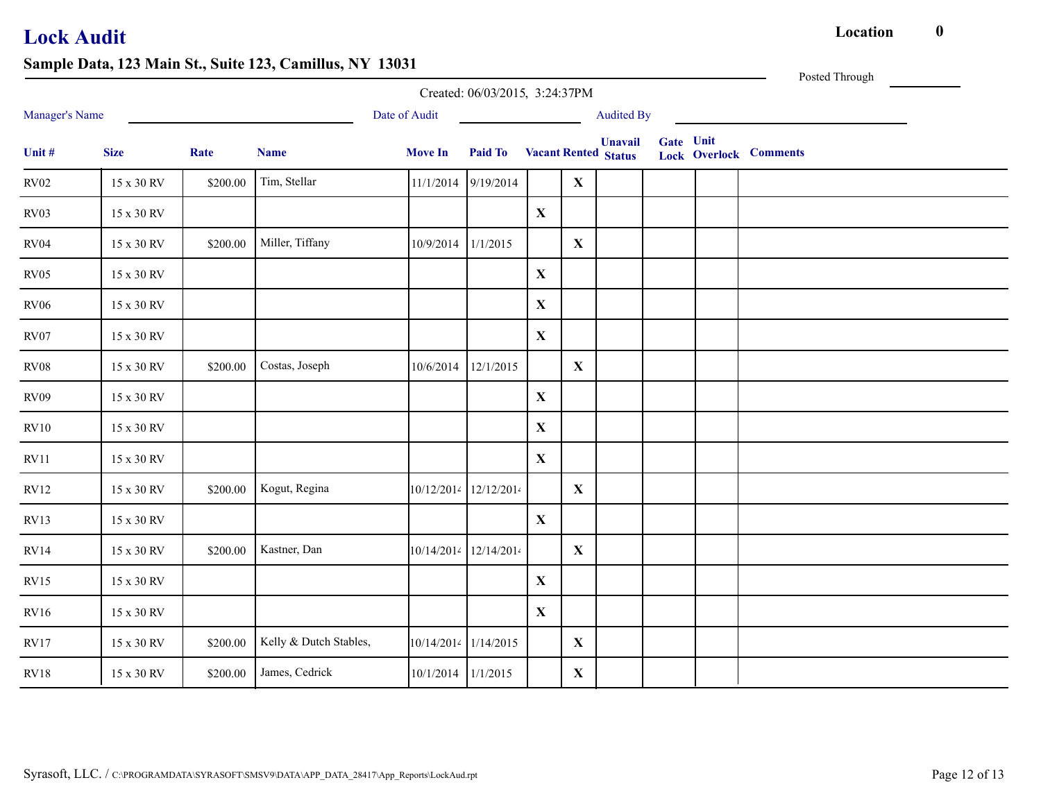# Lock Audit

**Location** **0**

## Sample Data, 123 Main St., Suite 123, Camillus, NY 13031

Posted Through ________

Created: 06/03/2015, 3:24:37PM

Manager's Name ____________________ Date of Audit ____________ Audited By ____________________

| Unit # | Size | Rate | Name | Move In | Paid To | Vacant | Rented | Unavail Status | Gate Lock | Unit Overlock | Comments |
|---|---|---|---|---|---|---|---|---|---|---|---|
| RV02 | 15 x 30 RV | $200.00 | Tim, Stellar | 11/1/2014 | 9/19/2014 | | X | | | | |
| RV03 | 15 x 30 RV | | | | | X | | | | | |
| RV04 | 15 x 30 RV | $200.00 | Miller, Tiffany | 10/9/2014 | 1/1/2015 | | X | | | | |
| RV05 | 15 x 30 RV | | | | | X | | | | | |
| RV06 | 15 x 30 RV | | | | | X | | | | | |
| RV07 | 15 x 30 RV | | | | | X | | | | | |
| RV08 | 15 x 30 RV | $200.00 | Costas, Joseph | 10/6/2014 | 12/1/2015 | | X | | | | |
| RV09 | 15 x 30 RV | | | | | X | | | | | |
| RV10 | 15 x 30 RV | | | | | X | | | | | |
| RV11 | 15 x 30 RV | | | | | X | | | | | |
| RV12 | 15 x 30 RV | $200.00 | Kogut, Regina | 10/12/2014 | 12/12/2014 | | X | | | | |
| RV13 | 15 x 30 RV | | | | | X | | | | | |
| RV14 | 15 x 30 RV | $200.00 | Kastner, Dan | 10/14/2014 | 12/14/2014 | | X | | | | |
| RV15 | 15 x 30 RV | | | | | X | | | | | |
| RV16 | 15 x 30 RV | | | | | X | | | | | |
| RV17 | 15 x 30 RV | $200.00 | Kelly & Dutch Stables, | 10/14/2014 | 1/14/2015 | | X | | | | |
| RV18 | 15 x 30 RV | $200.00 | James, Cedrick | 10/1/2014 | 1/1/2015 | | X | | | | |

Syrasoft, LLC. / C:\PROGRAMDATA\SYRASOFT\SMSV9\DATA\APP_DATA_28417\App_Reports\LockAud.rpt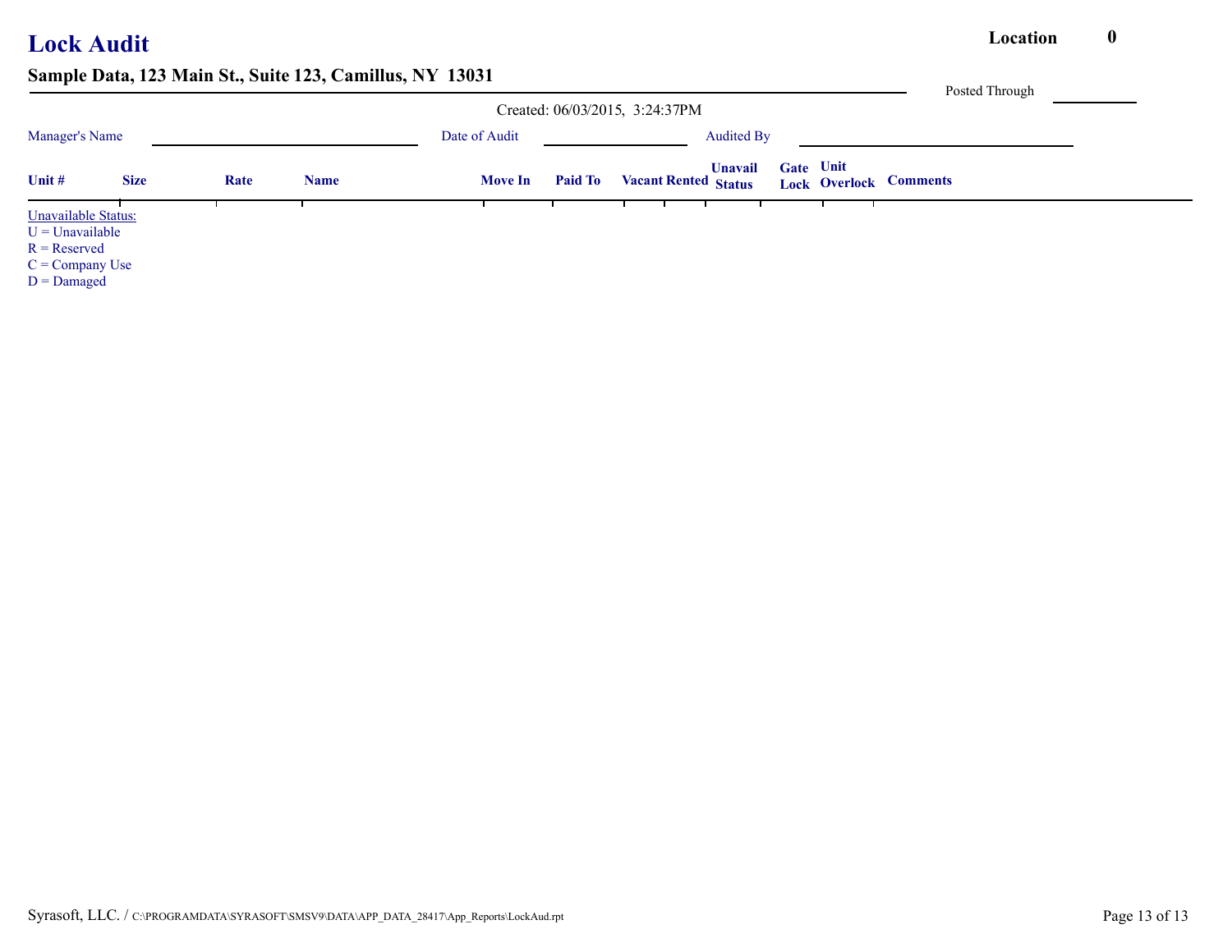# Lock Audit

**Location** **0**

## Sample Data, 123 Main St., Suite 123, Camillus, NY 13031

Posted Through \_\_\_\_\_\_\_\_\_\_

Created: 06/03/2015, 3:24:37PM

Manager's Name \_\_\_\_\_\_\_\_\_\_\_\_\_\_\_\_\_\_\_\_ Date of Audit \_\_\_\_\_\_\_\_\_\_\_\_ Audited By \_\_\_\_\_\_\_\_\_\_\_\_\_\_\_\_\_\_\_\_

| Unit # | Size | Rate | Name | Move In | Paid To | Vacant | Rented | Unavail Status | Gate Lock | Unit Overlock | Comments |
|---|---|---|---|---|---|---|---|---|---|---|---|

Unavailable Status:
U = Unavailable
R = Reserved
C = Company Use
D = Damaged

Syrasoft, LLC. / C:\PROGRAMDATA\SYRASOFT\SMSV9\DATA\APP_DATA_28417\App_Reports\LockAud.rpt